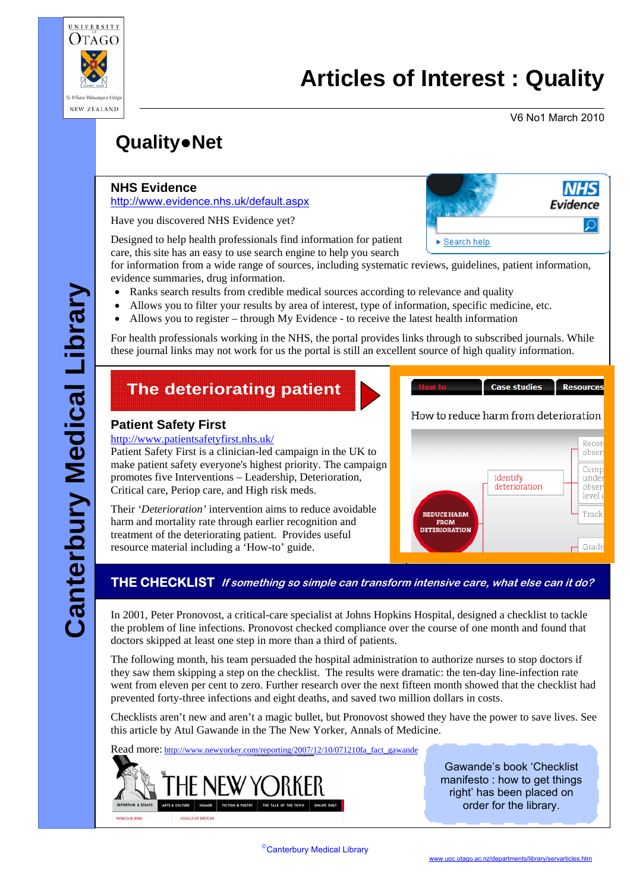# Articles of Interest : Quality

V6 No1 March 2010

Canterbury Medical Library

## Quality●Net

### NHS Evidence

http://www.evidence.nhs.uk/default.aspx

Have you discovered NHS Evidence yet?

Designed to help health professionals find information for patient care, this site has an easy to use search engine to help you search for information from a wide range of sources, including systematic reviews, guidelines, patient information, evidence summaries, drug information.

- Ranks search results from credible medical sources according to relevance and quality
- Allows you to filter your results by area of interest, type of information, specific medicine, etc.
- Allows you to register – through My Evidence - to receive the latest health information

For health professionals working in the NHS, the portal provides links through to subscribed journals. While these journal links may not work for us the portal is still an excellent source of high quality information.

## The deteriorating patient

### Patient Safety First

http://www.patientsafetyfirst.nhs.uk/

Patient Safety First is a clinician-led campaign in the UK to make patient safety everyone's highest priority. The campaign promotes five Interventions – Leadership, Deterioration, Critical care, Periop care, and High risk meds.

Their *'Deterioration'* intervention aims to reduce avoidable harm and mortality rate through earlier recognition and treatment of the deteriorating patient. Provides useful resource material including a 'How-to' guide.

## THE CHECKLIST *If something so simple can transform intensive care, what else can it do?*

In 2001, Peter Pronovost, a critical-care specialist at Johns Hopkins Hospital, designed a checklist to tackle the problem of line infections. Pronovost checked compliance over the course of one month and found that doctors skipped at least one step in more than a third of patients.

The following month, his team persuaded the hospital administration to authorize nurses to stop doctors if they saw them skipping a step on the checklist. The results were dramatic: the ten-day line-infection rate went from eleven per cent to zero. Further research over the next fifteen month showed that the checklist had prevented forty-three infections and eight deaths, and saved two million dollars in costs.

Checklists aren't new and aren't a magic bullet, but Pronovost showed they have the power to save lives. See this article by Atul Gawande in the The New Yorker, Annals of Medicine.

Read more: http://www.newyorker.com/reporting/2007/12/10/071210fa_fact_gawande

Gawande's book 'Checklist manifesto : how to get things right' has been placed on order for the library.

©Canterbury Medical Library

www.uoc.otago.ac.nz/departments/library/servarticles.htm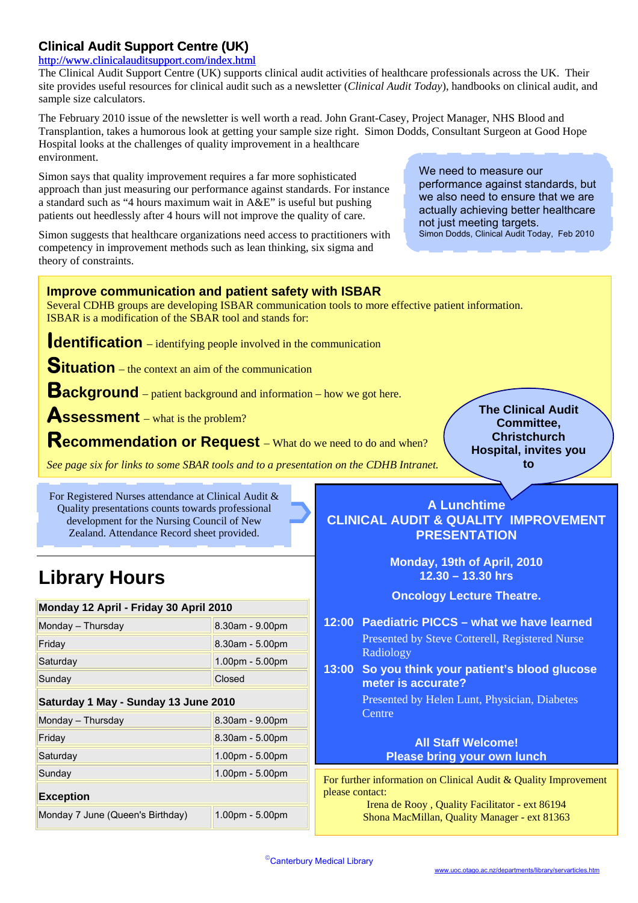## Clinical Audit Support Centre (UK)

http://www.clinicalauditsupport.com/index.html

The Clinical Audit Support Centre (UK) supports clinical audit activities of healthcare professionals across the UK. Their site provides useful resources for clinical audit such as a newsletter (*Clinical Audit Today*), handbooks on clinical audit, and sample size calculators.

The February 2010 issue of the newsletter is well worth a read. John Grant-Casey, Project Manager, NHS Blood and Transplantion, takes a humorous look at getting your sample size right. Simon Dodds, Consultant Surgeon at Good Hope Hospital looks at the challenges of quality improvement in a healthcare environment.

Simon says that quality improvement requires a far more sophisticated approach than just measuring our performance against standards. For instance a standard such as "4 hours maximum wait in A&E" is useful but pushing patients out heedlessly after 4 hours will not improve the quality of care.

Simon suggests that healthcare organizations need access to practitioners with competency in improvement methods such as lean thinking, six sigma and theory of constraints.

> We need to measure our performance against standards, but we also need to ensure that we are actually achieving better healthcare not just meeting targets.
> Simon Dodds, Clinical Audit Today, Feb 2010

## Improve communication and patient safety with ISBAR

Several CDHB groups are developing ISBAR communication tools to more effective patient information. ISBAR is a modification of the SBAR tool and stands for:

**Identification** – identifying people involved in the communication

**Situation** – the context an aim of the communication

**Background** – patient background and information – how we got here.

**Assessment** – what is the problem?

**Recommendation or Request** – What do we need to do and when?

*See page six for links to some SBAR tools and to a presentation on the CDHB Intranet.*

For Registered Nurses attendance at Clinical Audit & Quality presentations counts towards professional development for the Nursing Council of New Zealand. Attendance Record sheet provided.

**The Clinical Audit Committee, Christchurch Hospital, invites you to**

**A Lunchtime CLINICAL AUDIT & QUALITY IMPROVEMENT PRESENTATION**

**Monday, 19th of April, 2010**
**12.30 – 13.30 hrs**

**Oncology Lecture Theatre.**

**12:00 Paediatric PICCS – what we have learned**
Presented by Steve Cotterell, Registered Nurse Radiology

**13:00 So you think your patient's blood glucose meter is accurate?**
Presented by Helen Lunt, Physician, Diabetes Centre

**All Staff Welcome!**
**Please bring your own lunch**

For further information on Clinical Audit & Quality Improvement please contact:
Irena de Rooy , Quality Facilitator - ext 86194
Shona MacMillan, Quality Manager - ext 81363

# Library Hours

| **Monday 12 April - Friday 30 April 2010** | |
|---|---|
| Monday – Thursday | 8.30am - 9.00pm |
| Friday | 8.30am - 5.00pm |
| Saturday | 1.00pm - 5.00pm |
| Sunday | Closed |
| **Saturday 1 May - Sunday 13 June 2010** | |
| Monday – Thursday | 8.30am - 9.00pm |
| Friday | 8.30am - 5.00pm |
| Saturday | 1.00pm - 5.00pm |
| Sunday | 1.00pm - 5.00pm |
| **Exception** | |
| Monday 7 June (Queen's Birthday) | 1.00pm - 5.00pm |

©Canterbury Medical Library

www.uoc.otago.ac.nz/departments/library/servarticles.htm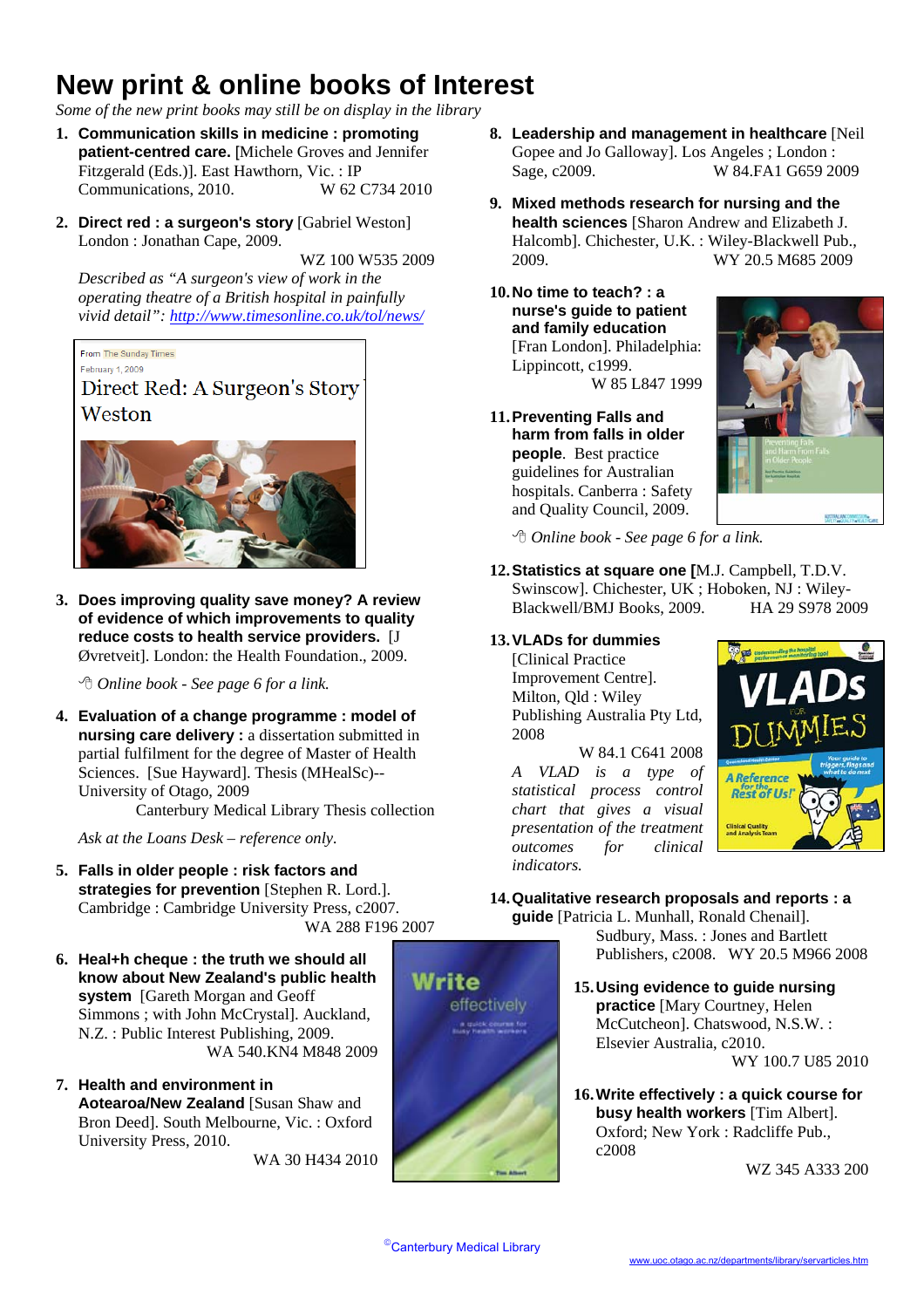# New print & online books of Interest

*Some of the new print books may still be on display in the library*

1. **Communication skills in medicine : promoting patient-centred care.** [Michele Groves and Jennifer Fitzgerald (Eds.)]. East Hawthorn, Vic. : IP Communications, 2010. W 62 C734 2010

2. **Direct red : a surgeon's story** [Gabriel Weston] London : Jonathan Cape, 2009. WZ 100 W535 2009

   *Described as "A surgeon's view of work in the operating theatre of a British hospital in painfully vivid detail": http://www.timesonline.co.uk/tol/news/*

   From The Sunday Times
   February 1, 2009
   Direct Red: A Surgeon's Story
   Weston

3. **Does improving quality save money? A review of evidence of which improvements to quality reduce costs to health service providers.** [J Øvretveit]. London: the Health Foundation., 2009.

   *Online book - See page 6 for a link.*

4. **Evaluation of a change programme : model of nursing care delivery :** a dissertation submitted in partial fulfilment for the degree of Master of Health Sciences. [Sue Hayward]. Thesis (MHealSc)--University of Otago, 2009 Canterbury Medical Library Thesis collection

   *Ask at the Loans Desk – reference only.*

5. **Falls in older people : risk factors and strategies for prevention** [Stephen R. Lord.]. Cambridge : Cambridge University Press, c2007. WA 288 F196 2007

6. **Heal+h cheque : the truth we should all know about New Zealand's public health system** [Gareth Morgan and Geoff Simmons ; with John McCrystal]. Auckland, N.Z. : Public Interest Publishing, 2009. WA 540.KN4 M848 2009

7. **Health and environment in Aotearoa/New Zealand** [Susan Shaw and Bron Deed]. South Melbourne, Vic. : Oxford University Press, 2010. WA 30 H434 2010

8. **Leadership and management in healthcare** [Neil Gopee and Jo Galloway]. Los Angeles ; London : Sage, c2009. W 84.FA1 G659 2009

9. **Mixed methods research for nursing and the health sciences** [Sharon Andrew and Elizabeth J. Halcomb]. Chichester, U.K. : Wiley-Blackwell Pub., 2009. WY 20.5 M685 2009

10. **No time to teach? : a nurse's guide to patient and family education** [Fran London]. Philadelphia: Lippincott, c1999. W 85 L847 1999

11. **Preventing Falls and harm from falls in older people**. Best practice guidelines for Australian hospitals. Canberra : Safety and Quality Council, 2009.

    *Online book - See page 6 for a link.*

12. **Statistics at square one [**M.J. Campbell, T.D.V. Swinscow]. Chichester, UK ; Hoboken, NJ : Wiley-Blackwell/BMJ Books, 2009. HA 29 S978 2009

13. **VLADs for dummies** [Clinical Practice Improvement Centre]. Milton, Qld : Wiley Publishing Australia Pty Ltd, 2008 W 84.1 C641 2008

    *A VLAD is a type of statistical process control chart that gives a visual presentation of the treatment outcomes for clinical indicators.*

14. **Qualitative research proposals and reports : a guide** [Patricia L. Munhall, Ronald Chenail]. Sudbury, Mass. : Jones and Bartlett Publishers, c2008. WY 20.5 M966 2008

15. **Using evidence to guide nursing practice** [Mary Courtney, Helen McCutcheon]. Chatswood, N.S.W. : Elsevier Australia, c2010. WY 100.7 U85 2010

16. **Write effectively : a quick course for busy health workers** [Tim Albert]. Oxford; New York : Radcliffe Pub., c2008 WZ 345 A333 200

©Canterbury Medical Library

www.uoc.otago.ac.nz/departments/library/servarticles.htm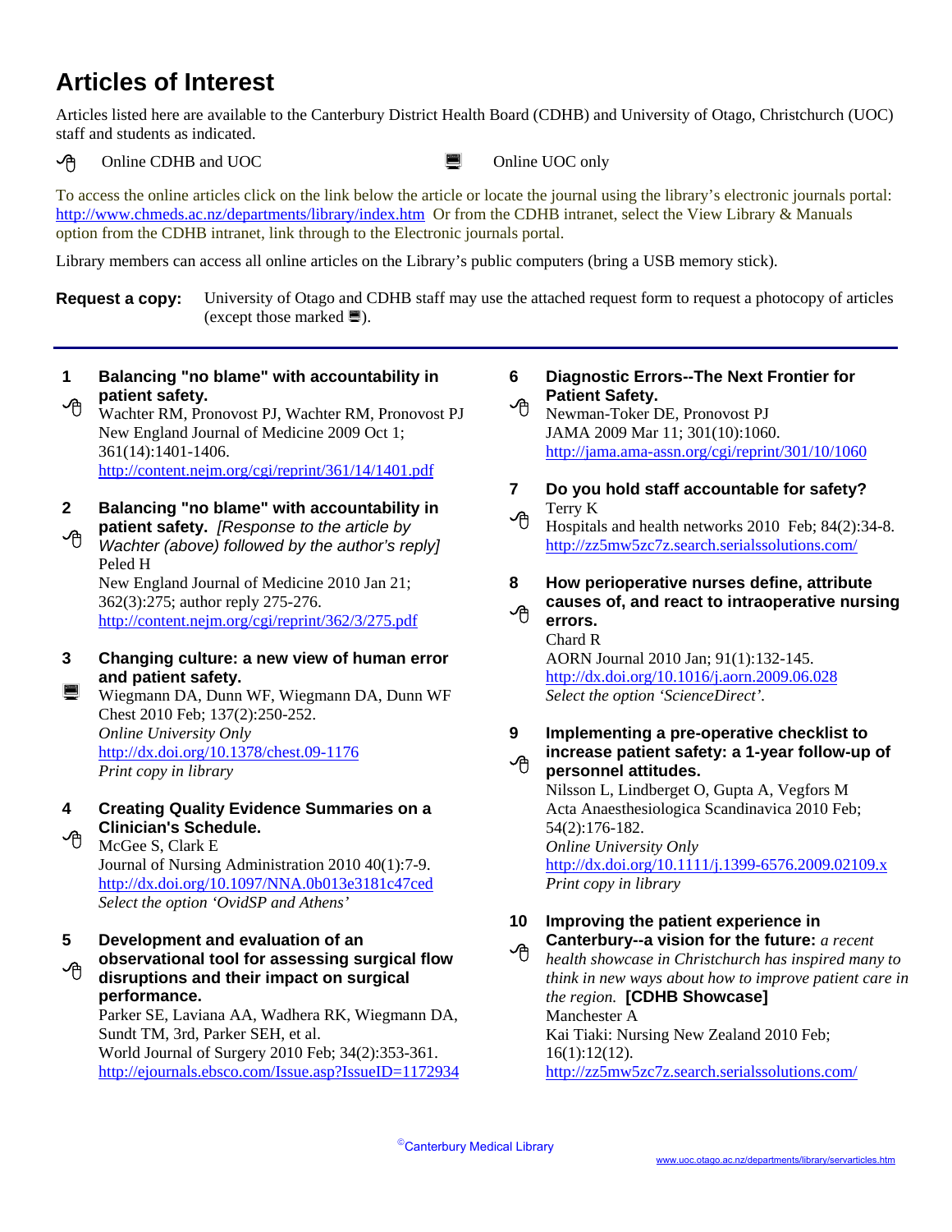# Articles of Interest

Articles listed here are available to the Canterbury District Health Board (CDHB) and University of Otago, Christchurch (UOC) staff and students as indicated.

Online CDHB and UOC — Online UOC only

To access the online articles click on the link below the article or locate the journal using the library's electronic journals portal: http://www.chmeds.ac.nz/departments/library/index.htm Or from the CDHB intranet, select the View Library & Manuals option from the CDHB intranet, link through to the Electronic journals portal.

Library members can access all online articles on the Library's public computers (bring a USB memory stick).

**Request a copy:** University of Otago and CDHB staff may use the attached request form to request a photocopy of articles (except those marked Online UOC only).

---

**1 Balancing "no blame" with accountability in patient safety.**
Wachter RM, Pronovost PJ, Wachter RM, Pronovost PJ
New England Journal of Medicine 2009 Oct 1; 361(14):1401-1406.
http://content.nejm.org/cgi/reprint/361/14/1401.pdf

**2 Balancing "no blame" with accountability in patient safety.** *[Response to the article by Wachter (above) followed by the author's reply]*
Peled H
New England Journal of Medicine 2010 Jan 21; 362(3):275; author reply 275-276.
http://content.nejm.org/cgi/reprint/362/3/275.pdf

**3 Changing culture: a new view of human error and patient safety.**
Wiegmann DA, Dunn WF, Wiegmann DA, Dunn WF
Chest 2010 Feb; 137(2):250-252.
*Online University Only*
http://dx.doi.org/10.1378/chest.09-1176
*Print copy in library*

**4 Creating Quality Evidence Summaries on a Clinician's Schedule.**
McGee S, Clark E
Journal of Nursing Administration 2010 40(1):7-9.
http://dx.doi.org/10.1097/NNA.0b013e3181c47ced
*Select the option 'OvidSP and Athens'*

**5 Development and evaluation of an observational tool for assessing surgical flow disruptions and their impact on surgical performance.**
Parker SE, Laviana AA, Wadhera RK, Wiegmann DA, Sundt TM, 3rd, Parker SEH, et al.
World Journal of Surgery 2010 Feb; 34(2):353-361.
http://ejournals.ebsco.com/Issue.asp?IssueID=1172934

**6 Diagnostic Errors--The Next Frontier for Patient Safety.**
Newman-Toker DE, Pronovost PJ
JAMA 2009 Mar 11; 301(10):1060.
http://jama.ama-assn.org/cgi/reprint/301/10/1060

**7 Do you hold staff accountable for safety?**
Terry K
Hospitals and health networks 2010 Feb; 84(2):34-8.
http://zz5mw5zc7z.search.serialssolutions.com/

**8 How perioperative nurses define, attribute causes of, and react to intraoperative nursing errors.**
Chard R
AORN Journal 2010 Jan; 91(1):132-145.
http://dx.doi.org/10.1016/j.aorn.2009.06.028
*Select the option 'ScienceDirect'.*

**9 Implementing a pre-operative checklist to increase patient safety: a 1-year follow-up of personnel attitudes.**
Nilsson L, Lindberget O, Gupta A, Vegfors M
Acta Anaesthesiologica Scandinavica 2010 Feb; 54(2):176-182.
*Online University Only*
http://dx.doi.org/10.1111/j.1399-6576.2009.02109.x
*Print copy in library*

**10 Improving the patient experience in Canterbury--a vision for the future:** *a recent health showcase in Christchurch has inspired many to think in new ways about how to improve patient care in the region.* **[CDHB Showcase]**
Manchester A
Kai Tiaki: Nursing New Zealand 2010 Feb; 16(1):12(12).
http://zz5mw5zc7z.search.serialssolutions.com/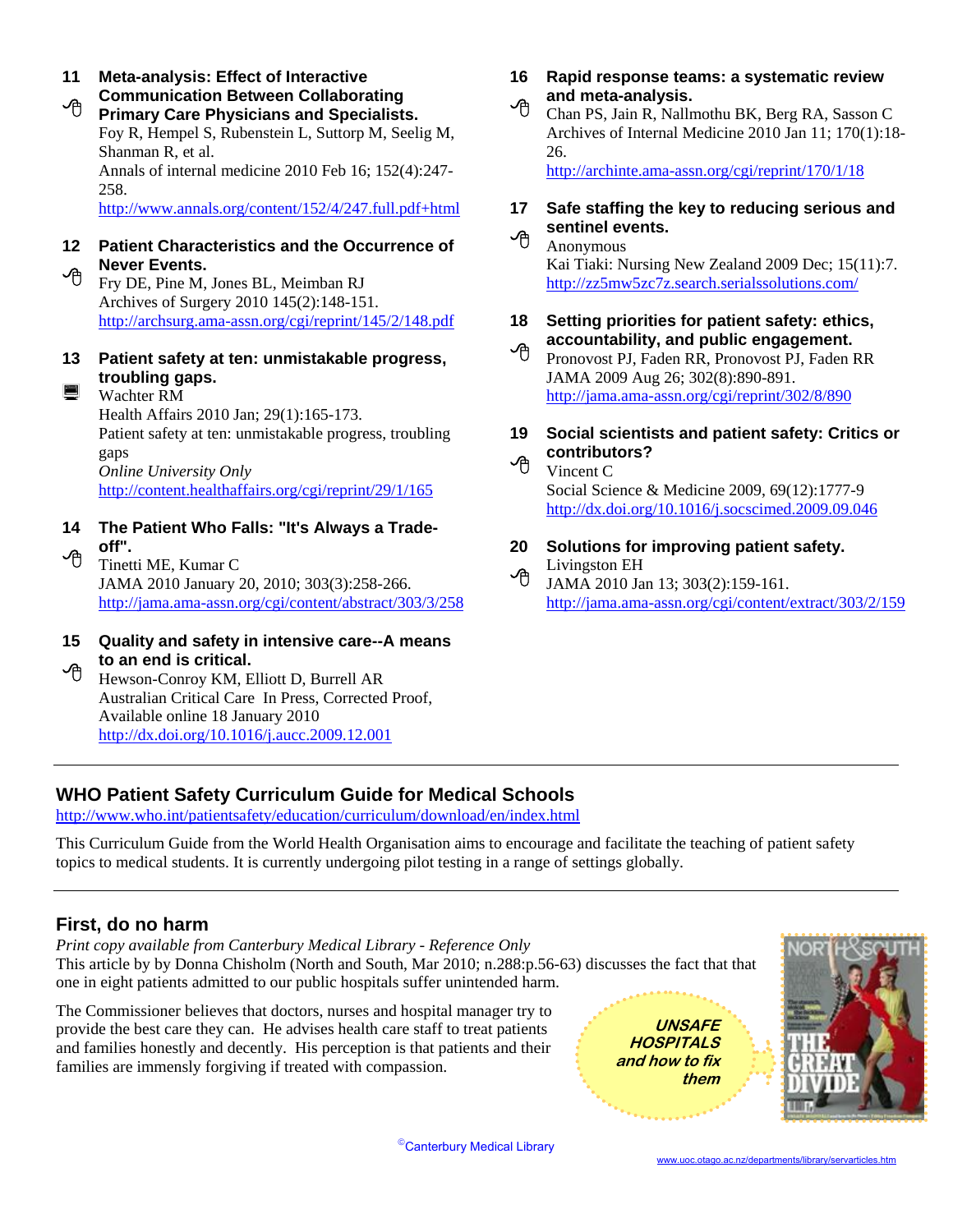11 **Meta-analysis: Effect of Interactive Communication Between Collaborating Primary Care Physicians and Specialists.**
Foy R, Hempel S, Rubenstein L, Suttorp M, Seelig M, Shanman R, et al.
Annals of internal medicine 2010 Feb 16; 152(4):247-258.
http://www.annals.org/content/152/4/247.full.pdf+html

12 **Patient Characteristics and the Occurrence of Never Events.**
Fry DE, Pine M, Jones BL, Meimban RJ
Archives of Surgery 2010 145(2):148-151.
http://archsurg.ama-assn.org/cgi/reprint/145/2/148.pdf

13 **Patient safety at ten: unmistakable progress, troubling gaps.**
Wachter RM
Health Affairs 2010 Jan; 29(1):165-173.
Patient safety at ten: unmistakable progress, troubling gaps
*Online University Only*
http://content.healthaffairs.org/cgi/reprint/29/1/165

14 **The Patient Who Falls: "It's Always a Trade-off".**
Tinetti ME, Kumar C
JAMA 2010 January 20, 2010; 303(3):258-266.
http://jama.ama-assn.org/cgi/content/abstract/303/3/258

15 **Quality and safety in intensive care--A means to an end is critical.**
Hewson-Conroy KM, Elliott D, Burrell AR
Australian Critical Care In Press, Corrected Proof, Available online 18 January 2010
http://dx.doi.org/10.1016/j.aucc.2009.12.001

16 **Rapid response teams: a systematic review and meta-analysis.**
Chan PS, Jain R, Nallmothu BK, Berg RA, Sasson C
Archives of Internal Medicine 2010 Jan 11; 170(1):18-26.
http://archinte.ama-assn.org/cgi/reprint/170/1/18

17 **Safe staffing the key to reducing serious and sentinel events.**
Anonymous
Kai Tiaki: Nursing New Zealand 2009 Dec; 15(11):7.
http://zz5mw5zc7z.search.serialssolutions.com/

18 **Setting priorities for patient safety: ethics, accountability, and public engagement.**
Pronovost PJ, Faden RR, Pronovost PJ, Faden RR
JAMA 2009 Aug 26; 302(8):890-891.
http://jama.ama-assn.org/cgi/reprint/302/8/890

19 **Social scientists and patient safety: Critics or contributors?**
Vincent C
Social Science & Medicine 2009, 69(12):1777-9
http://dx.doi.org/10.1016/j.socscimed.2009.09.046

20 **Solutions for improving patient safety.**
Livingston EH
JAMA 2010 Jan 13; 303(2):159-161.
http://jama.ama-assn.org/cgi/content/extract/303/2/159

---

## WHO Patient Safety Curriculum Guide for Medical Schools

http://www.who.int/patientsafety/education/curriculum/download/en/index.html

This Curriculum Guide from the World Health Organisation aims to encourage and facilitate the teaching of patient safety topics to medical students. It is currently undergoing pilot testing in a range of settings globally.

---

## First, do no harm

*Print copy available from Canterbury Medical Library - Reference Only*
This article by by Donna Chisholm (North and South, Mar 2010; n.288:p.56-63) discusses the fact that that one in eight patients admitted to our public hospitals suffer unintended harm.

The Commissioner believes that doctors, nurses and hospital manager try to provide the best care they can. He advises health care staff to treat patients and families honestly and decently. His perception is that patients and their families are immensely forgiving if treated with compassion.

*UNSAFE HOSPITALS and how to fix them*

©Canterbury Medical Library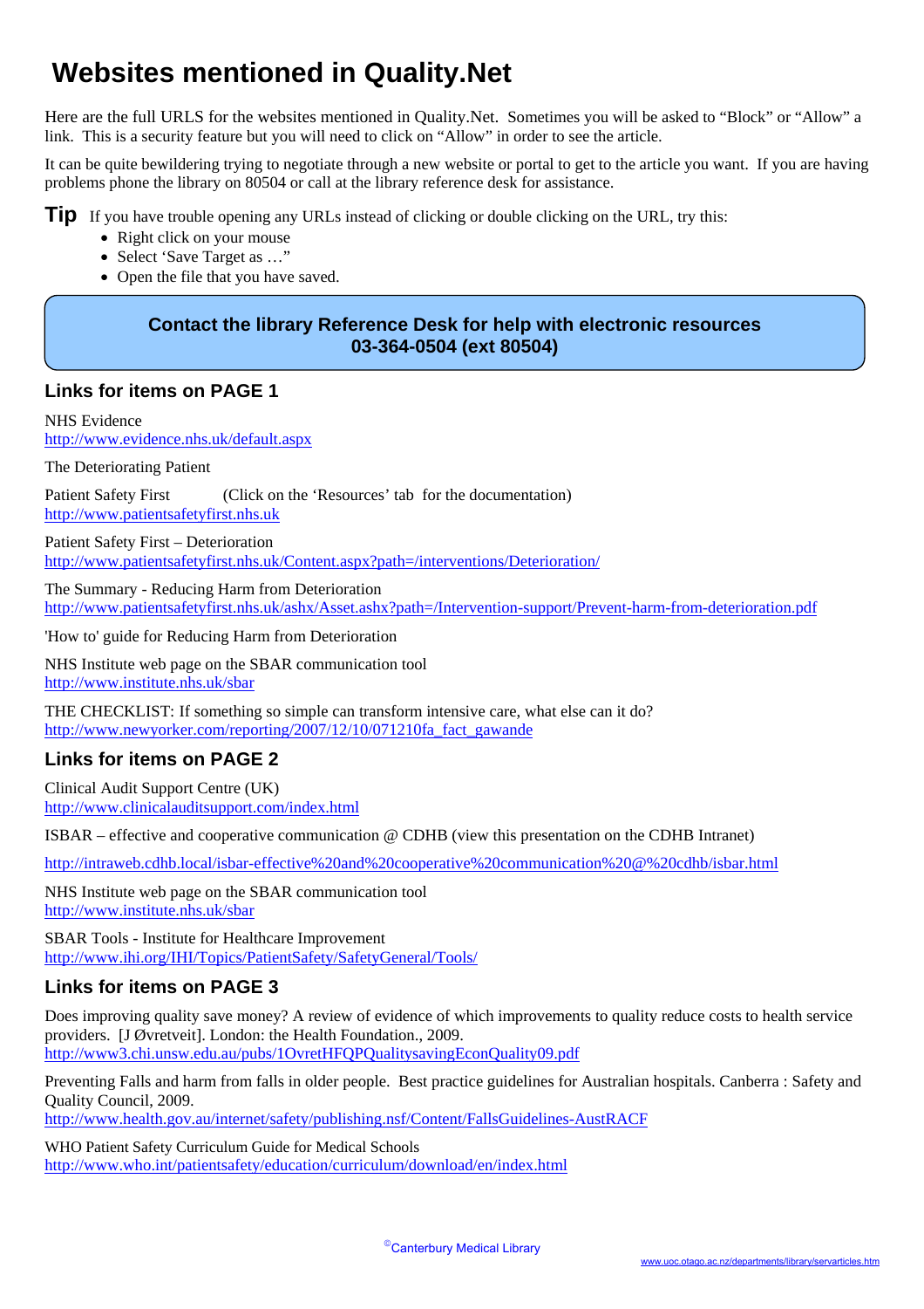# Websites mentioned in Quality.Net

Here are the full URLS for the websites mentioned in Quality.Net. Sometimes you will be asked to "Block" or "Allow" a link. This is a security feature but you will need to click on "Allow" in order to see the article.

It can be quite bewildering trying to negotiate through a new website or portal to get to the article you want. If you are having problems phone the library on 80504 or call at the library reference desk for assistance.

**Tip** If you have trouble opening any URLs instead of clicking or double clicking on the URL, try this:

- Right click on your mouse
- Select 'Save Target as …"
- Open the file that you have saved.

**Contact the library Reference Desk for help with electronic resources**
**03-364-0504 (ext 80504)**

## Links for items on PAGE 1

NHS Evidence
http://www.evidence.nhs.uk/default.aspx

The Deteriorating Patient

Patient Safety First (Click on the 'Resources' tab for the documentation)
http://www.patientsafetyfirst.nhs.uk

Patient Safety First – Deterioration
http://www.patientsafetyfirst.nhs.uk/Content.aspx?path=/interventions/Deterioration/

The Summary - Reducing Harm from Deterioration
http://www.patientsafetyfirst.nhs.uk/ashx/Asset.ashx?path=/Intervention-support/Prevent-harm-from-deterioration.pdf

'How to' guide for Reducing Harm from Deterioration

NHS Institute web page on the SBAR communication tool
http://www.institute.nhs.uk/sbar

THE CHECKLIST: If something so simple can transform intensive care, what else can it do?
http://www.newyorker.com/reporting/2007/12/10/071210fa_fact_gawande

## Links for items on PAGE 2

Clinical Audit Support Centre (UK)
http://www.clinicalauditsupport.com/index.html

ISBAR – effective and cooperative communication @ CDHB (view this presentation on the CDHB Intranet)

http://intraweb.cdhb.local/isbar-effective%20and%20cooperative%20communication%20@%20cdhb/isbar.html

NHS Institute web page on the SBAR communication tool
http://www.institute.nhs.uk/sbar

SBAR Tools - Institute for Healthcare Improvement
http://www.ihi.org/IHI/Topics/PatientSafety/SafetyGeneral/Tools/

## Links for items on PAGE 3

Does improving quality save money? A review of evidence of which improvements to quality reduce costs to health service providers. [J Øvretveit]. London: the Health Foundation., 2009.
http://www3.chi.unsw.edu.au/pubs/1OvretHFQPQualitysavingEconQuality09.pdf

Preventing Falls and harm from falls in older people. Best practice guidelines for Australian hospitals. Canberra : Safety and Quality Council, 2009.
http://www.health.gov.au/internet/safety/publishing.nsf/Content/FallsGuidelines-AustRACF

WHO Patient Safety Curriculum Guide for Medical Schools
http://www.who.int/patientsafety/education/curriculum/download/en/index.html

©Canterbury Medical Library

www.uoc.otago.ac.nz/departments/library/servarticles.htm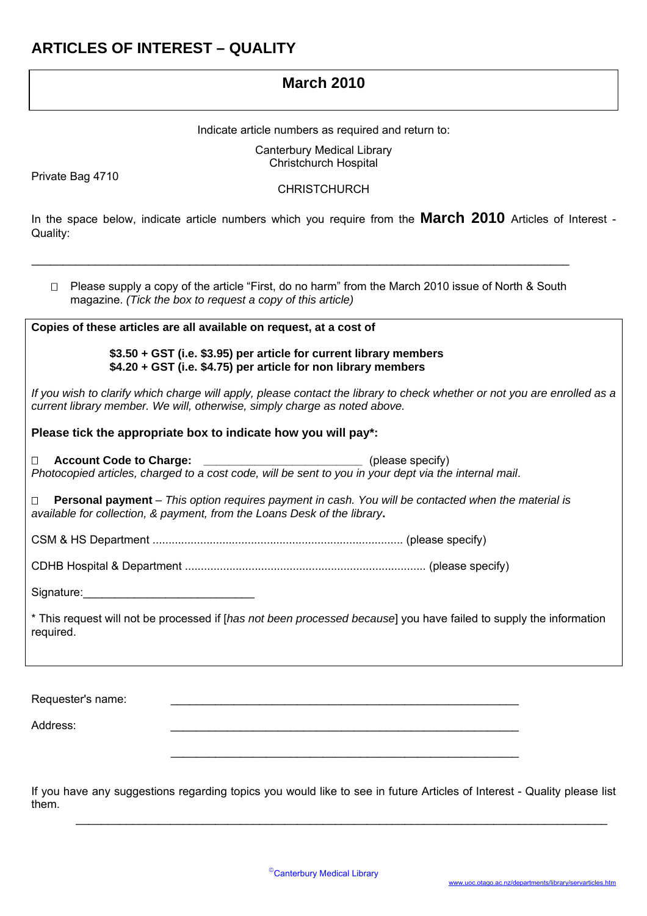## ARTICLES OF INTEREST – QUALITY

### March 2010

Indicate article numbers as required and return to:

Canterbury Medical Library
Christchurch Hospital
Private Bag 4710
CHRISTCHURCH

In the space below, indicate article numbers which you require from the **March 2010** Articles of Interest - Quality:

___________________________________________________________________________

☐ Please supply a copy of the article "First, do no harm" from the March 2010 issue of North & South magazine. *(Tick the box to request a copy of this article)*

**Copies of these articles are all available on request, at a cost of**

**$3.50 + GST (i.e. $3.95) per article for current library members**
**$4.20 + GST (i.e. $4.75) per article for non library members**

*If you wish to clarify which charge will apply, please contact the library to check whether or not you are enrolled as a current library member. We will, otherwise, simply charge as noted above.*

**Please tick the appropriate box to indicate how you will pay*:**

☐ **Account Code to Charge:** _________________________ (please specify)
*Photocopied articles, charged to a cost code, will be sent to you in your dept via the internal mail*.

☐ **Personal payment** – *This option requires payment in cash. You will be contacted when the material is available for collection, & payment, from the Loans Desk of the library***.**

CSM & HS Department ............................................................................ (please specify)

CDHB Hospital & Department .......................................................................... (please specify)

Signature:___________________________

* This request will not be processed if [*has not been processed because*] you have failed to supply the information required.

Requester's name: _______________________________________________________

Address: _______________________________________________________

_______________________________________________________

If you have any suggestions regarding topics you would like to see in future Articles of Interest - Quality please list them.

___________________________________________________________________________

©Canterbury Medical Library

www.uoc.otago.ac.nz/departments/library/servarticles.htm